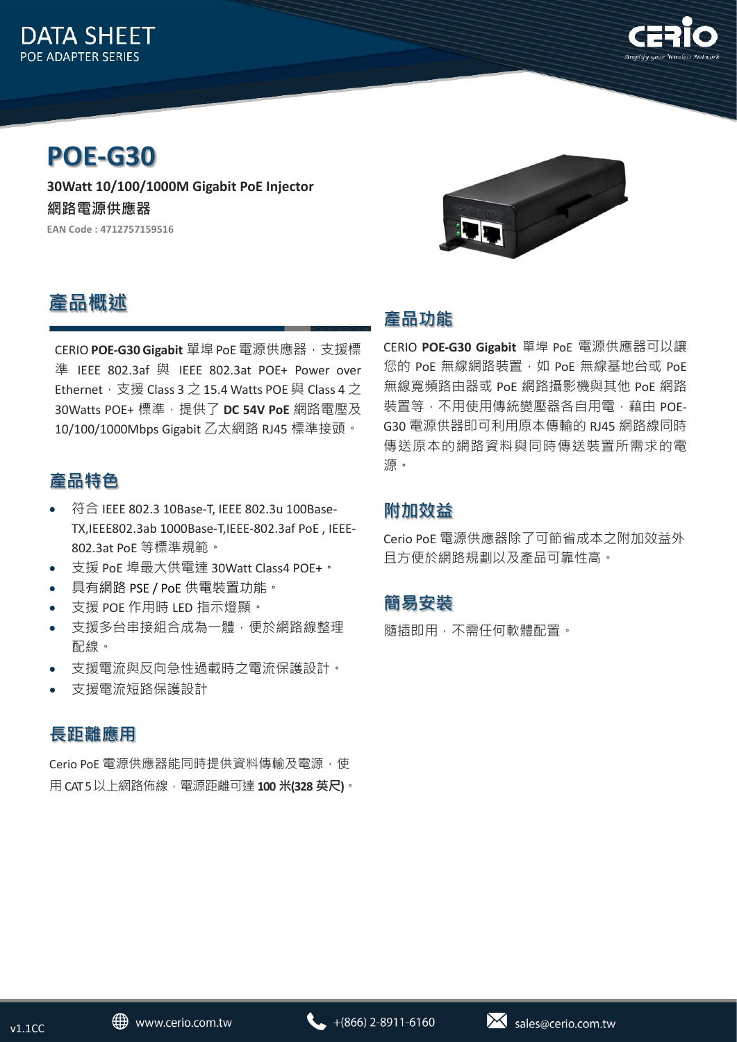DATA SHEET
POE ADAPTER SERIES

# POE-G30

**30Watt 10/100/1000M Gigabit PoE Injector**

**網路電源供應器**

**EAN Code : 4712757159516**

## 產品概述

CERIO **POE-G30 Gigabit** 單埠 PoE 電源供應器，支援標準 IEEE 802.3af 與 IEEE 802.3at POE+ Power over Ethernet，支援 Class 3 之 15.4 Watts POE 與 Class 4 之 30Watts POE+ 標準，提供了 **DC 54V PoE** 網路電壓及 10/100/1000Mbps Gigabit 乙太網路 RJ45 標準接頭。

## 產品特色

- 符合 IEEE 802.3 10Base-T, IEEE 802.3u 100Base-TX,IEEE802.3ab 1000Base-T,IEEE-802.3af PoE , IEEE-802.3at PoE 等標準規範。
- 支援 PoE 埠最大供電達 30Watt Class4 POE+。
- 具有網路 PSE / PoE 供電裝置功能。
- 支援 POE 作用時 LED 指示燈顯。
- 支援多台串接組合成為一體，便於網路線整理配線。
- 支援電流與反向急性過載時之電流保護設計。
- 支援電流短路保護設計

## 長距離應用

Cerio PoE 電源供應器能同時提供資料傳輸及電源，使用 CAT 5 以上網路佈線，電源距離可達 **100 米(328 英尺)**。

## 產品功能

CERIO **POE-G30 Gigabit** 單埠 PoE 電源供應器可以讓您的 PoE 無線網路裝置，如 PoE 無線基地台或 PoE 無線寬頻路由器或 PoE 網路攝影機與其他 PoE 網路裝置等，不用使用傳統變壓器各自用電，藉由 POE-G30 電源供器即可利用原本傳輸的 RJ45 網路線同時傳送原本的網路資料與同時傳送裝置所需求的電源。

## 附加效益

Cerio PoE 電源供應器除了可節省成本之附加效益外且方便於網路規劃以及產品可靠性高。

## 簡易安裝

隨插即用，不需任何軟體配置。

v1.1CC　www.cerio.com.tw　+(866) 2-8911-6160　sales@cerio.com.tw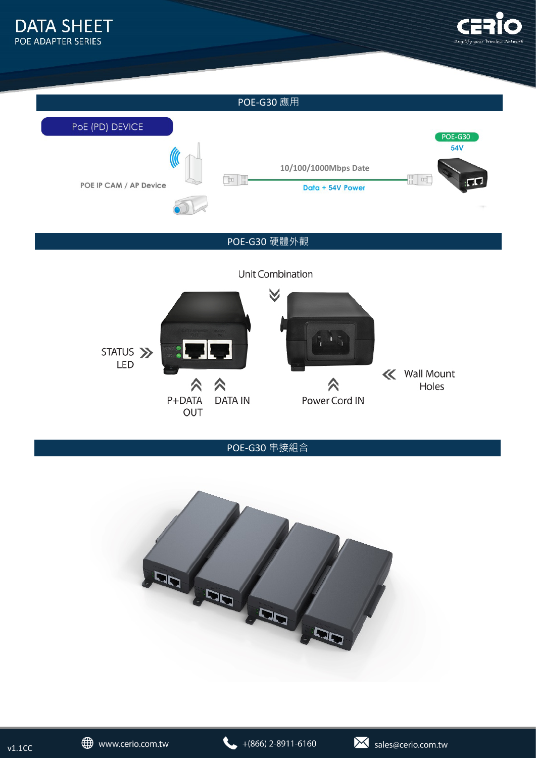## POE-G30 應用

PoE (PD) DEVICE

POE IP CAM / AP Device

10/100/1000Mbps Date

Data + 54V Power

POE-G30

54V

## POE-G30 硬體外觀

Unit Combination

STATUS LED

P+DATA OUT

DATA IN

Power Cord IN

Wall Mount Holes

## POE-G30 串接組合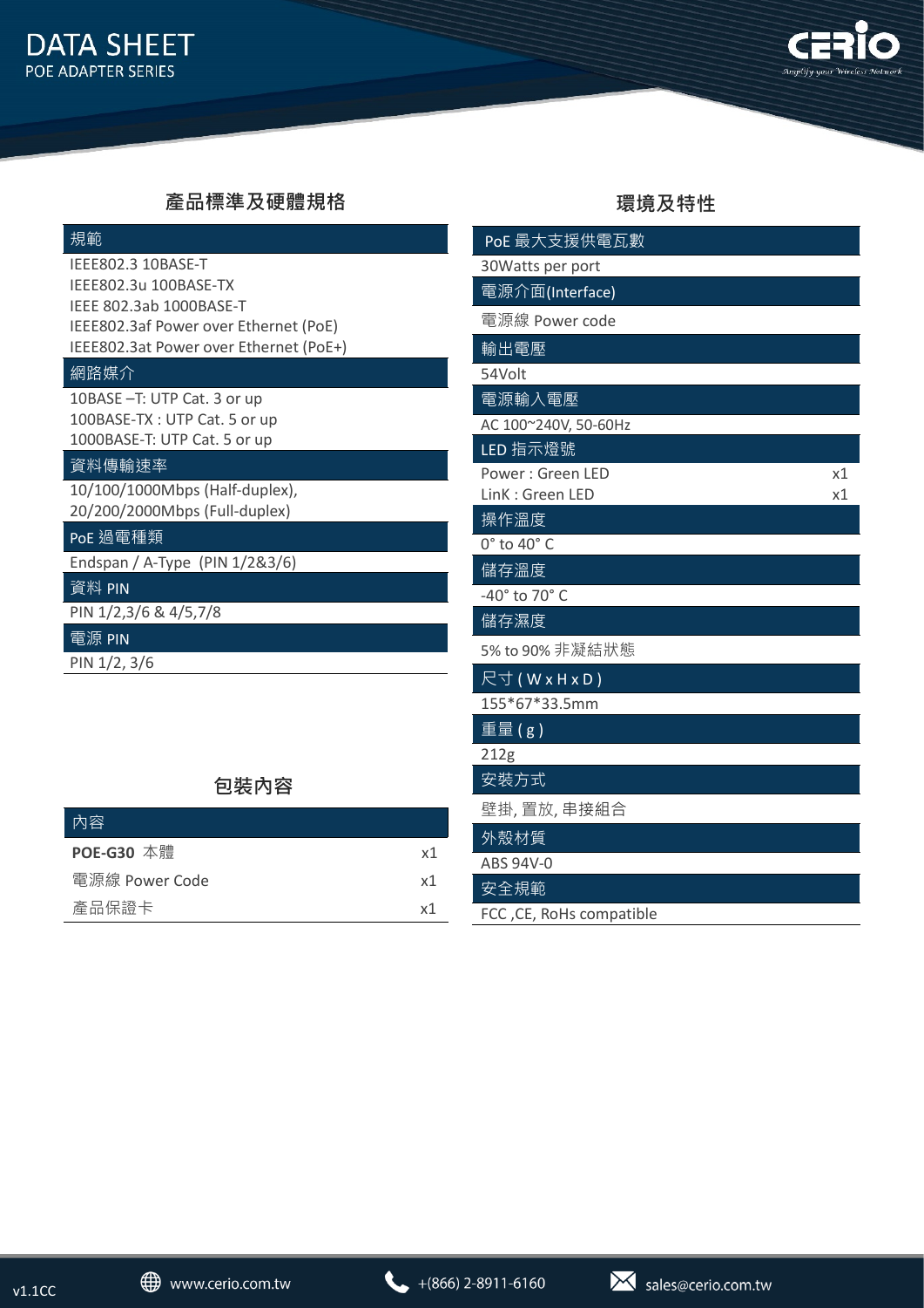## 產品標準及硬體規格

| 規範 |
| --- |
| IEEE802.3 10BASE-T<br>IEEE802.3u 100BASE-TX<br>IEEE 802.3ab 1000BASE-T<br>IEEE802.3af Power over Ethernet (PoE)<br>IEEE802.3at Power over Ethernet (PoE+) |
| **網路媒介** |
| 10BASE –T: UTP Cat. 3 or up<br>100BASE-TX : UTP Cat. 5 or up<br>1000BASE-T: UTP Cat. 5 or up |
| **資料傳輸速率** |
| 10/100/1000Mbps (Half-duplex),<br>20/200/2000Mbps (Full-duplex) |
| **PoE 過電種類** |
| Endspan / A-Type (PIN 1/2&3/6) |
| **資料 PIN** |
| PIN 1/2,3/6 & 4/5,7/8 |
| **電源 PIN** |
| PIN 1/2, 3/6 |

## 包裝內容

| 內容 | |
| --- | --- |
| **POE-G30** 本體 | x1 |
| 電源線 Power Code | x1 |
| 產品保證卡 | x1 |

## 環境及特性

| PoE 最大支援供電瓦數 | |
| --- | --- |
| 30Watts per port | |
| **電源介面(Interface)** | |
| 電源線 Power code | |
| **輸出電壓** | |
| 54Volt | |
| **電源輸入電壓** | |
| AC 100~240V, 50-60Hz | |
| **LED 指示燈號** | |
| Power : Green LED | x1 |
| LinK : Green LED | x1 |
| **操作溫度** | |
| 0° to 40° C | |
| **儲存溫度** | |
| -40° to 70° C | |
| **儲存濕度** | |
| 5% to 90% 非凝結狀態 | |
| **尺寸 ( W x H x D )** | |
| 155*67*33.5mm | |
| **重量 ( g )** | |
| 212g | |
| **安裝方式** | |
| 壁掛, 置放, 串接組合 | |
| **外殼材質** | |
| ABS 94V-0 | |
| **安全規範** | |
| FCC ,CE, RoHs compatible | |